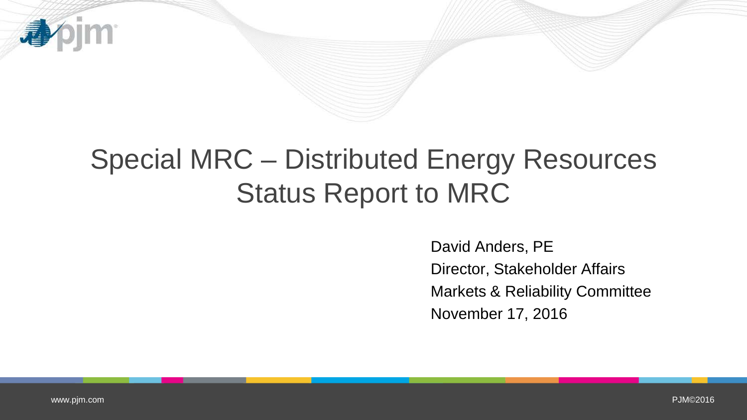# Special MRC – Distributed Energy Resources Status Report to MRC

David Anders, PE

Director, Stakeholder Affairs

Markets & Reliability Committee

November 17, 2016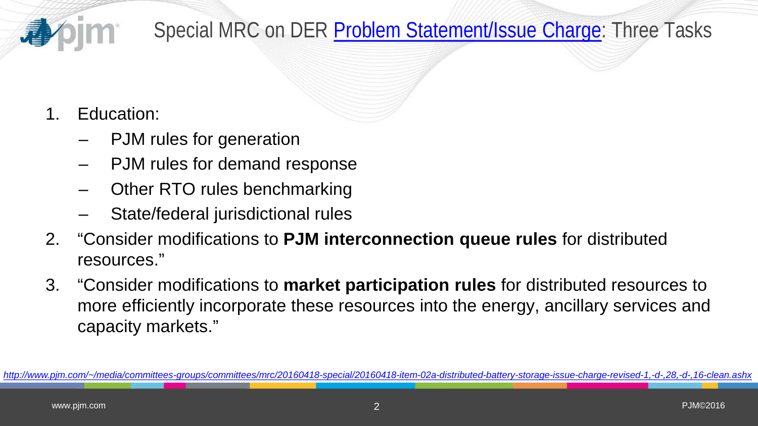# Special MRC on DER [Problem Statement/Issue Charge](http://www.pjm.com/~/media/committees-groups/committees/mrc/20160418-special/20160418-item-02a-distributed-battery-storage-issue-charge-revised-1,-d-,28,-d-,16-clean.ashx): Three Tasks

1. Education:
   - PJM rules for generation
   - PJM rules for demand response
   - Other RTO rules benchmarking
   - State/federal jurisdictional rules
2. "Consider modifications to **PJM interconnection queue rules** for distributed resources."
3. "Consider modifications to **market participation rules** for distributed resources to more efficiently incorporate these resources into the energy, ancillary services and capacity markets."

*http://www.pjm.com/~/media/committees-groups/committees/mrc/20160418-special/20160418-item-02a-distributed-battery-storage-issue-charge-revised-1,-d-,28,-d-,16-clean.ashx*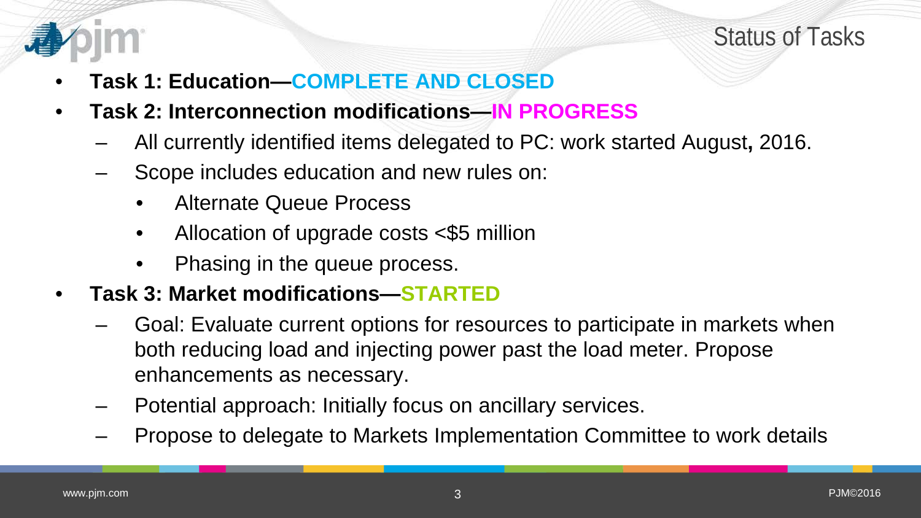# Status of Tasks

- **Task 1: Education—COMPLETE AND CLOSED**
- **Task 2: Interconnection modifications—IN PROGRESS**
  - All currently identified items delegated to PC: work started August, 2016.
  - Scope includes education and new rules on:
    - Alternate Queue Process
    - Allocation of upgrade costs <$5 million
    - Phasing in the queue process.
- **Task 3: Market modifications—STARTED**
  - Goal: Evaluate current options for resources to participate in markets when both reducing load and injecting power past the load meter. Propose enhancements as necessary.
  - Potential approach: Initially focus on ancillary services.
  - Propose to delegate to Markets Implementation Committee to work details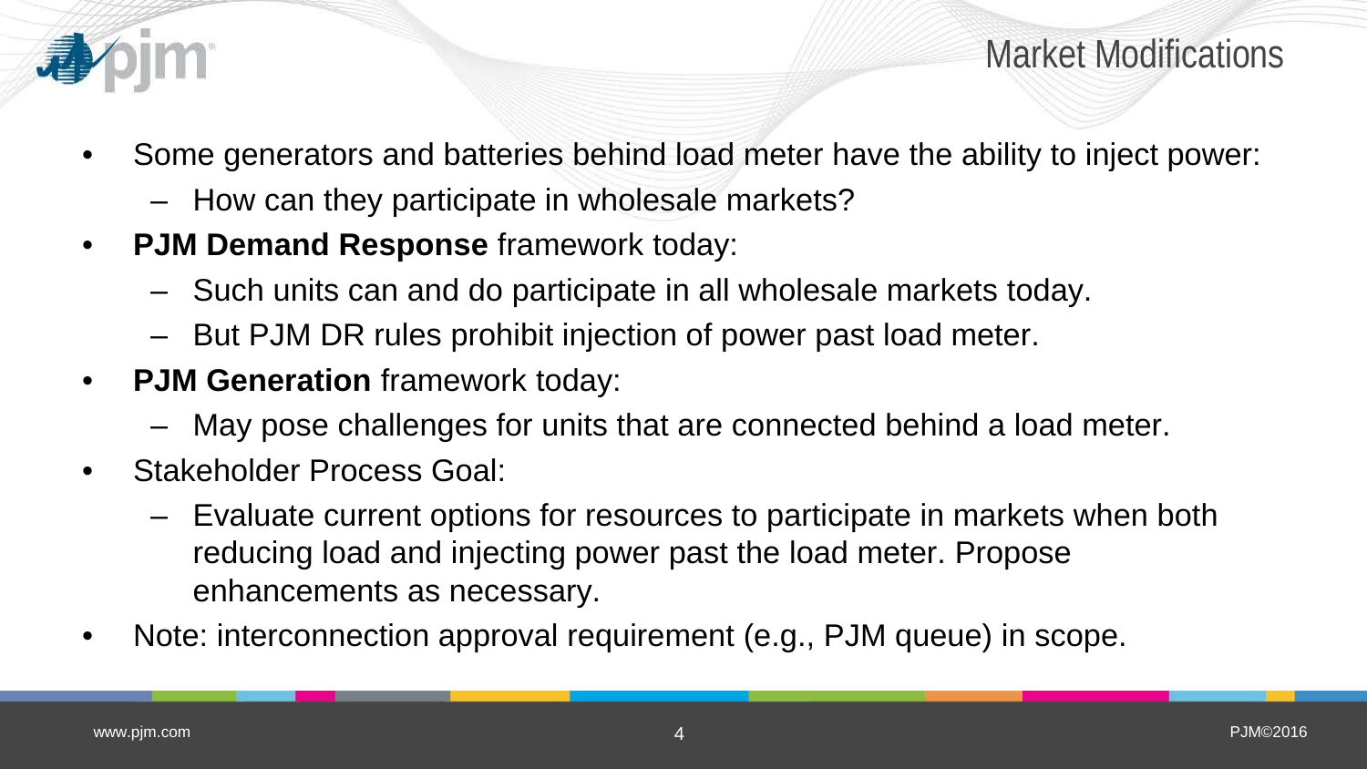# Market Modifications

- Some generators and batteries behind load meter have the ability to inject power:
  - How can they participate in wholesale markets?
- **PJM Demand Response** framework today:
  - Such units can and do participate in all wholesale markets today.
  - But PJM DR rules prohibit injection of power past load meter.
- **PJM Generation** framework today:
  - May pose challenges for units that are connected behind a load meter.
- Stakeholder Process Goal:
  - Evaluate current options for resources to participate in markets when both reducing load and injecting power past the load meter. Propose enhancements as necessary.
- Note: interconnection approval requirement (e.g., PJM queue) in scope.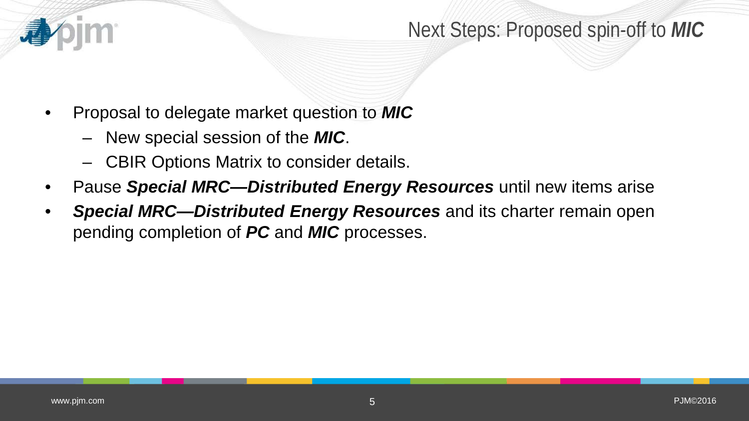## Next Steps: Proposed spin-off to ***MIC***

- Proposal to delegate market question to ***MIC***
  - New special session of the ***MIC***.
  - CBIR Options Matrix to consider details.
- Pause ***Special MRC—Distributed Energy Resources*** until new items arise
- ***Special MRC—Distributed Energy Resources*** and its charter remain open pending completion of ***PC*** and ***MIC*** processes.